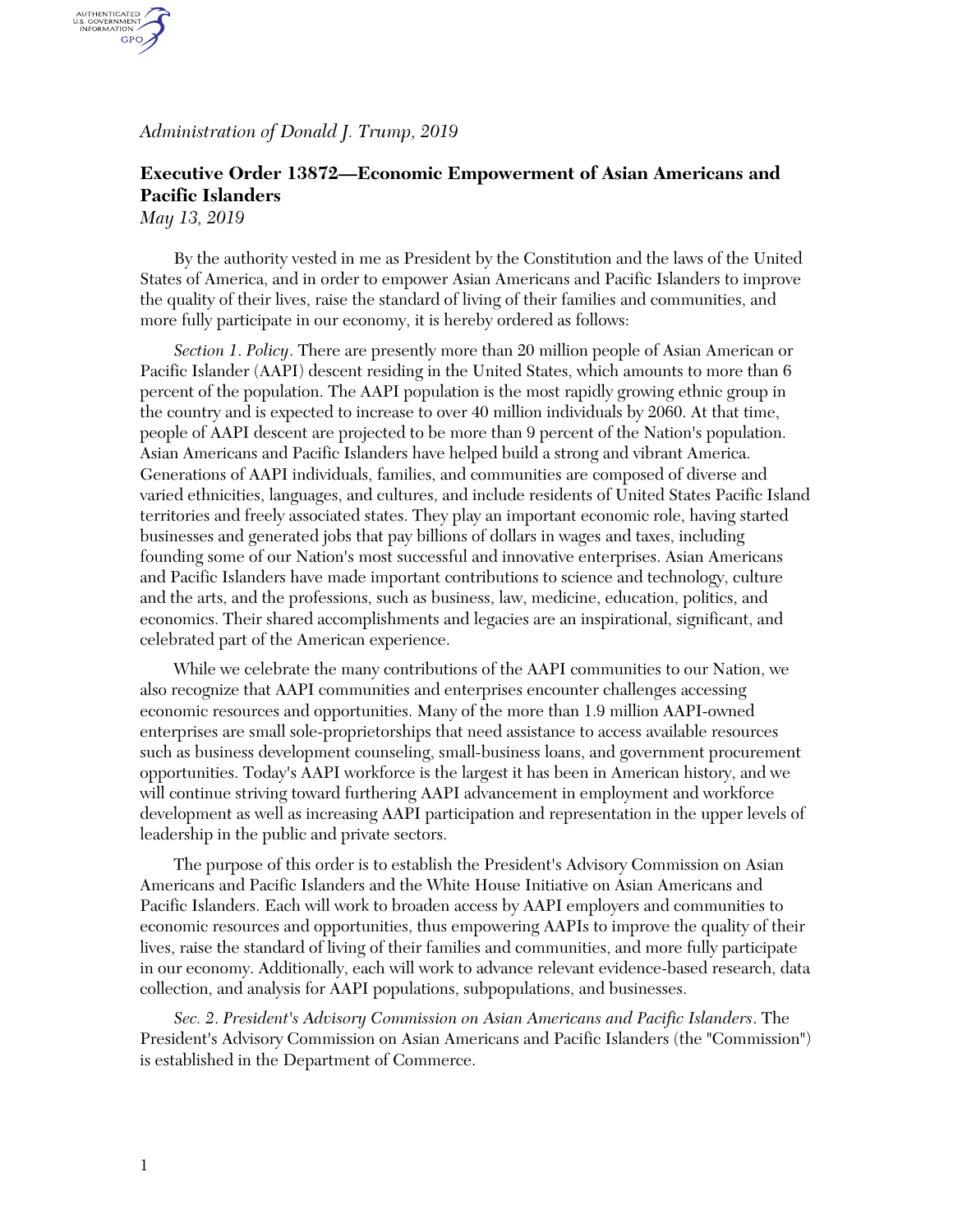*Administration of Donald J. Trump, 2019*

# Executive Order 13872—Economic Empowerment of Asian Americans and Pacific Islanders

*May 13, 2019*

By the authority vested in me as President by the Constitution and the laws of the United States of America, and in order to empower Asian Americans and Pacific Islanders to improve the quality of their lives, raise the standard of living of their families and communities, and more fully participate in our economy, it is hereby ordered as follows:

*Section 1. Policy*. There are presently more than 20 million people of Asian American or Pacific Islander (AAPI) descent residing in the United States, which amounts to more than 6 percent of the population. The AAPI population is the most rapidly growing ethnic group in the country and is expected to increase to over 40 million individuals by 2060. At that time, people of AAPI descent are projected to be more than 9 percent of the Nation's population. Asian Americans and Pacific Islanders have helped build a strong and vibrant America. Generations of AAPI individuals, families, and communities are composed of diverse and varied ethnicities, languages, and cultures, and include residents of United States Pacific Island territories and freely associated states. They play an important economic role, having started businesses and generated jobs that pay billions of dollars in wages and taxes, including founding some of our Nation's most successful and innovative enterprises. Asian Americans and Pacific Islanders have made important contributions to science and technology, culture and the arts, and the professions, such as business, law, medicine, education, politics, and economics. Their shared accomplishments and legacies are an inspirational, significant, and celebrated part of the American experience.

While we celebrate the many contributions of the AAPI communities to our Nation, we also recognize that AAPI communities and enterprises encounter challenges accessing economic resources and opportunities. Many of the more than 1.9 million AAPI-owned enterprises are small sole-proprietorships that need assistance to access available resources such as business development counseling, small-business loans, and government procurement opportunities. Today's AAPI workforce is the largest it has been in American history, and we will continue striving toward furthering AAPI advancement in employment and workforce development as well as increasing AAPI participation and representation in the upper levels of leadership in the public and private sectors.

The purpose of this order is to establish the President's Advisory Commission on Asian Americans and Pacific Islanders and the White House Initiative on Asian Americans and Pacific Islanders. Each will work to broaden access by AAPI employers and communities to economic resources and opportunities, thus empowering AAPIs to improve the quality of their lives, raise the standard of living of their families and communities, and more fully participate in our economy. Additionally, each will work to advance relevant evidence-based research, data collection, and analysis for AAPI populations, subpopulations, and businesses.

*Sec. 2. President's Advisory Commission on Asian Americans and Pacific Islanders*. The President's Advisory Commission on Asian Americans and Pacific Islanders (the "Commission") is established in the Department of Commerce.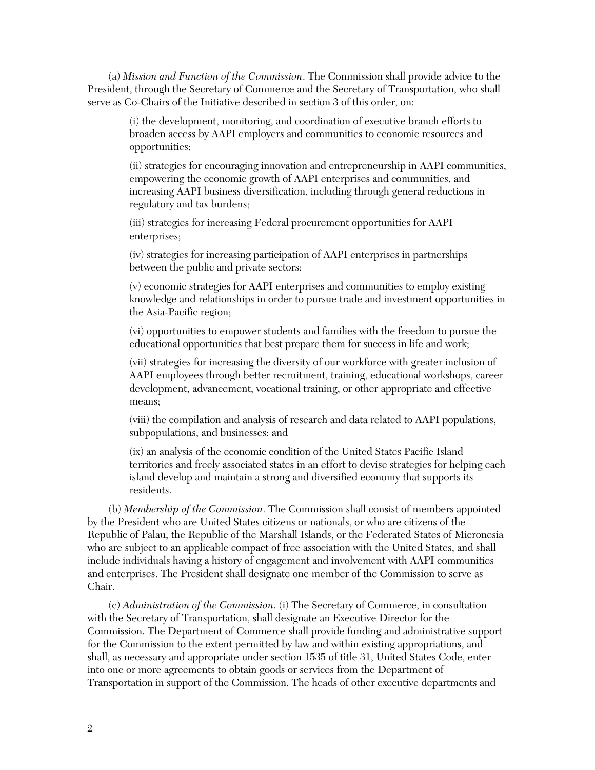(a) *Mission and Function of the Commission*. The Commission shall provide advice to the President, through the Secretary of Commerce and the Secretary of Transportation, who shall serve as Co-Chairs of the Initiative described in section 3 of this order, on:

(i) the development, monitoring, and coordination of executive branch efforts to broaden access by AAPI employers and communities to economic resources and opportunities;

(ii) strategies for encouraging innovation and entrepreneurship in AAPI communities, empowering the economic growth of AAPI enterprises and communities, and increasing AAPI business diversification, including through general reductions in regulatory and tax burdens;

(iii) strategies for increasing Federal procurement opportunities for AAPI enterprises;

(iv) strategies for increasing participation of AAPI enterprises in partnerships between the public and private sectors;

(v) economic strategies for AAPI enterprises and communities to employ existing knowledge and relationships in order to pursue trade and investment opportunities in the Asia-Pacific region;

(vi) opportunities to empower students and families with the freedom to pursue the educational opportunities that best prepare them for success in life and work;

(vii) strategies for increasing the diversity of our workforce with greater inclusion of AAPI employees through better recruitment, training, educational workshops, career development, advancement, vocational training, or other appropriate and effective means;

(viii) the compilation and analysis of research and data related to AAPI populations, subpopulations, and businesses; and

(ix) an analysis of the economic condition of the United States Pacific Island territories and freely associated states in an effort to devise strategies for helping each island develop and maintain a strong and diversified economy that supports its residents.

(b) *Membership of the Commission*. The Commission shall consist of members appointed by the President who are United States citizens or nationals, or who are citizens of the Republic of Palau, the Republic of the Marshall Islands, or the Federated States of Micronesia who are subject to an applicable compact of free association with the United States, and shall include individuals having a history of engagement and involvement with AAPI communities and enterprises. The President shall designate one member of the Commission to serve as Chair.

(c) *Administration of the Commission*. (i) The Secretary of Commerce, in consultation with the Secretary of Transportation, shall designate an Executive Director for the Commission. The Department of Commerce shall provide funding and administrative support for the Commission to the extent permitted by law and within existing appropriations, and shall, as necessary and appropriate under section 1535 of title 31, United States Code, enter into one or more agreements to obtain goods or services from the Department of Transportation in support of the Commission. The heads of other executive departments and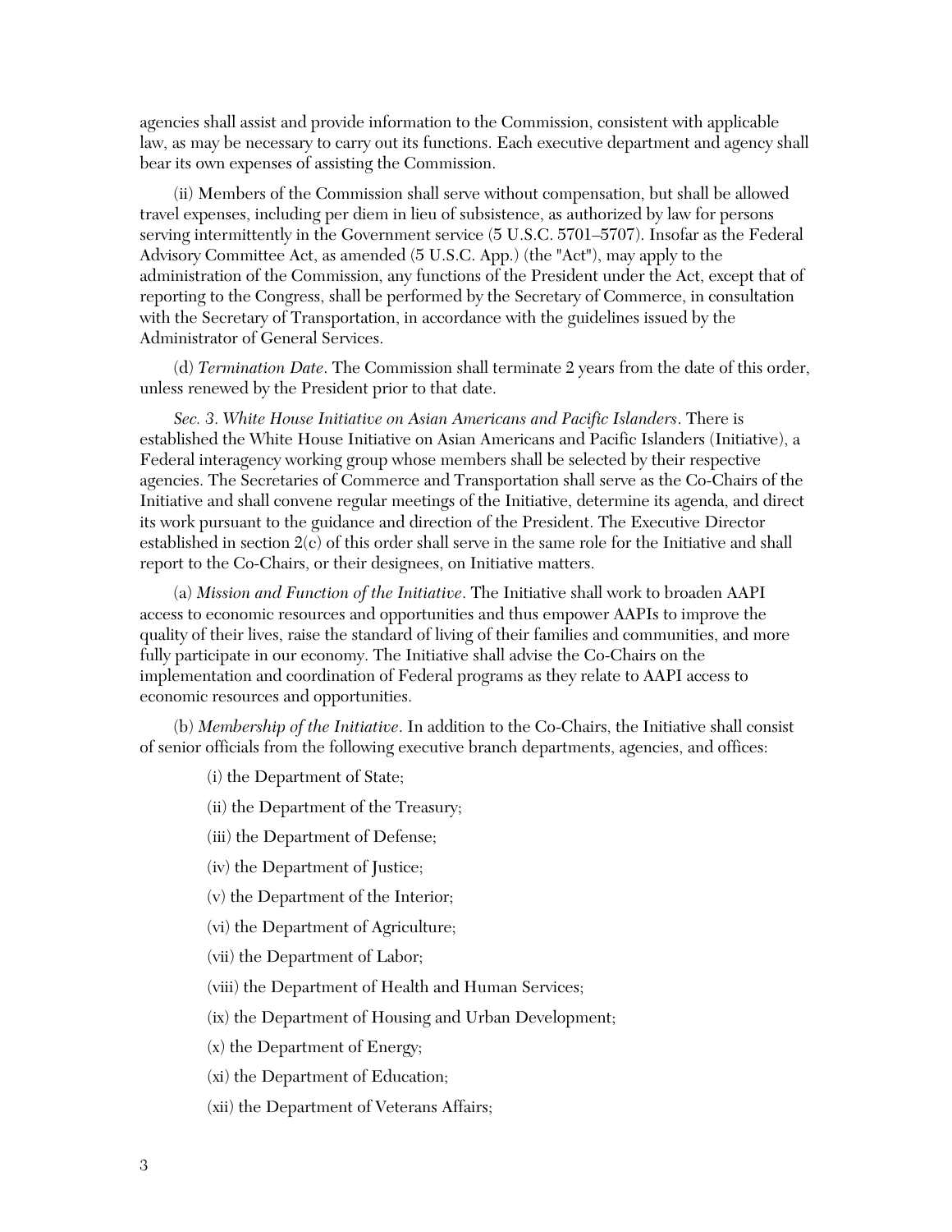agencies shall assist and provide information to the Commission, consistent with applicable law, as may be necessary to carry out its functions. Each executive department and agency shall bear its own expenses of assisting the Commission.

(ii) Members of the Commission shall serve without compensation, but shall be allowed travel expenses, including per diem in lieu of subsistence, as authorized by law for persons serving intermittently in the Government service (5 U.S.C. 5701–5707). Insofar as the Federal Advisory Committee Act, as amended (5 U.S.C. App.) (the "Act"), may apply to the administration of the Commission, any functions of the President under the Act, except that of reporting to the Congress, shall be performed by the Secretary of Commerce, in consultation with the Secretary of Transportation, in accordance with the guidelines issued by the Administrator of General Services.

(d) *Termination Date*. The Commission shall terminate 2 years from the date of this order, unless renewed by the President prior to that date.

*Sec. 3. White House Initiative on Asian Americans and Pacific Islanders*. There is established the White House Initiative on Asian Americans and Pacific Islanders (Initiative), a Federal interagency working group whose members shall be selected by their respective agencies. The Secretaries of Commerce and Transportation shall serve as the Co-Chairs of the Initiative and shall convene regular meetings of the Initiative, determine its agenda, and direct its work pursuant to the guidance and direction of the President. The Executive Director established in section 2(c) of this order shall serve in the same role for the Initiative and shall report to the Co-Chairs, or their designees, on Initiative matters.

(a) *Mission and Function of the Initiative*. The Initiative shall work to broaden AAPI access to economic resources and opportunities and thus empower AAPIs to improve the quality of their lives, raise the standard of living of their families and communities, and more fully participate in our economy. The Initiative shall advise the Co-Chairs on the implementation and coordination of Federal programs as they relate to AAPI access to economic resources and opportunities.

(b) *Membership of the Initiative*. In addition to the Co-Chairs, the Initiative shall consist of senior officials from the following executive branch departments, agencies, and offices:

(i) the Department of State;

(ii) the Department of the Treasury;

(iii) the Department of Defense;

(iv) the Department of Justice;

(v) the Department of the Interior;

(vi) the Department of Agriculture;

(vii) the Department of Labor;

(viii) the Department of Health and Human Services;

(ix) the Department of Housing and Urban Development;

(x) the Department of Energy;

(xi) the Department of Education;

(xii) the Department of Veterans Affairs;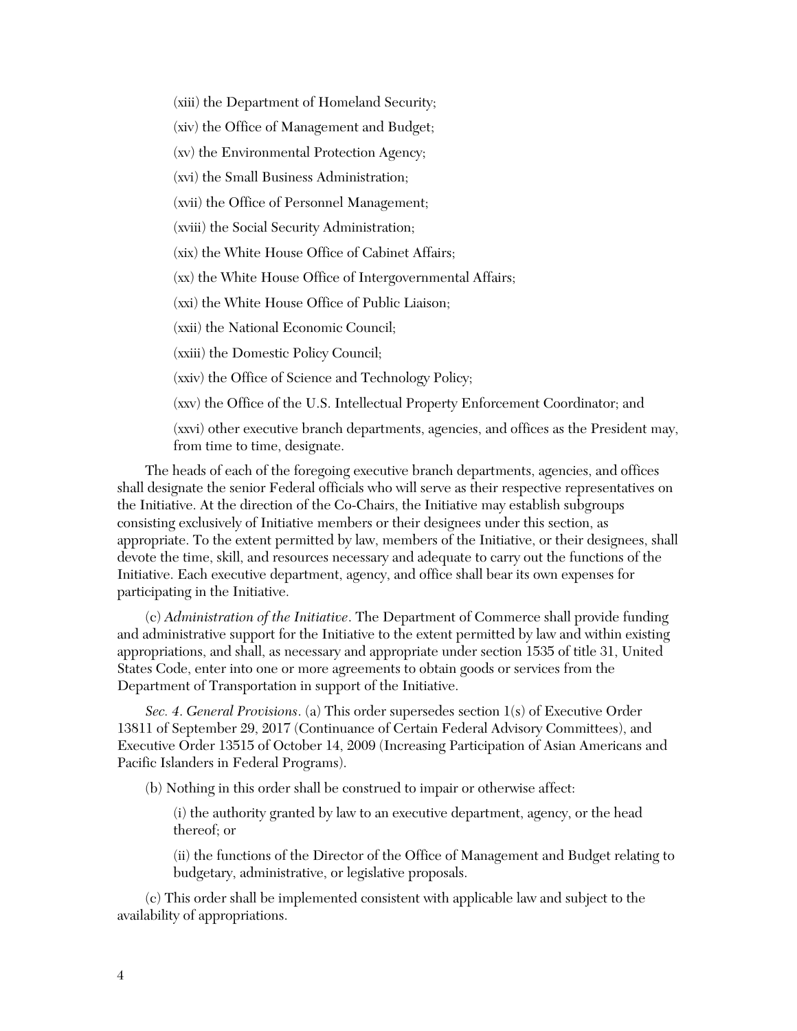(xiii) the Department of Homeland Security;

(xiv) the Office of Management and Budget;

(xv) the Environmental Protection Agency;

(xvi) the Small Business Administration;

(xvii) the Office of Personnel Management;

(xviii) the Social Security Administration;

(xix) the White House Office of Cabinet Affairs;

(xx) the White House Office of Intergovernmental Affairs;

(xxi) the White House Office of Public Liaison;

(xxii) the National Economic Council;

(xxiii) the Domestic Policy Council;

(xxiv) the Office of Science and Technology Policy;

(xxv) the Office of the U.S. Intellectual Property Enforcement Coordinator; and

(xxvi) other executive branch departments, agencies, and offices as the President may, from time to time, designate.

The heads of each of the foregoing executive branch departments, agencies, and offices shall designate the senior Federal officials who will serve as their respective representatives on the Initiative. At the direction of the Co-Chairs, the Initiative may establish subgroups consisting exclusively of Initiative members or their designees under this section, as appropriate. To the extent permitted by law, members of the Initiative, or their designees, shall devote the time, skill, and resources necessary and adequate to carry out the functions of the Initiative. Each executive department, agency, and office shall bear its own expenses for participating in the Initiative.

(c) *Administration of the Initiative*. The Department of Commerce shall provide funding and administrative support for the Initiative to the extent permitted by law and within existing appropriations, and shall, as necessary and appropriate under section 1535 of title 31, United States Code, enter into one or more agreements to obtain goods or services from the Department of Transportation in support of the Initiative.

*Sec. 4*. *General Provisions*. (a) This order supersedes section 1(s) of Executive Order 13811 of September 29, 2017 (Continuance of Certain Federal Advisory Committees), and Executive Order 13515 of October 14, 2009 (Increasing Participation of Asian Americans and Pacific Islanders in Federal Programs).

(b) Nothing in this order shall be construed to impair or otherwise affect:

(i) the authority granted by law to an executive department, agency, or the head thereof; or

(ii) the functions of the Director of the Office of Management and Budget relating to budgetary, administrative, or legislative proposals.

(c) This order shall be implemented consistent with applicable law and subject to the availability of appropriations.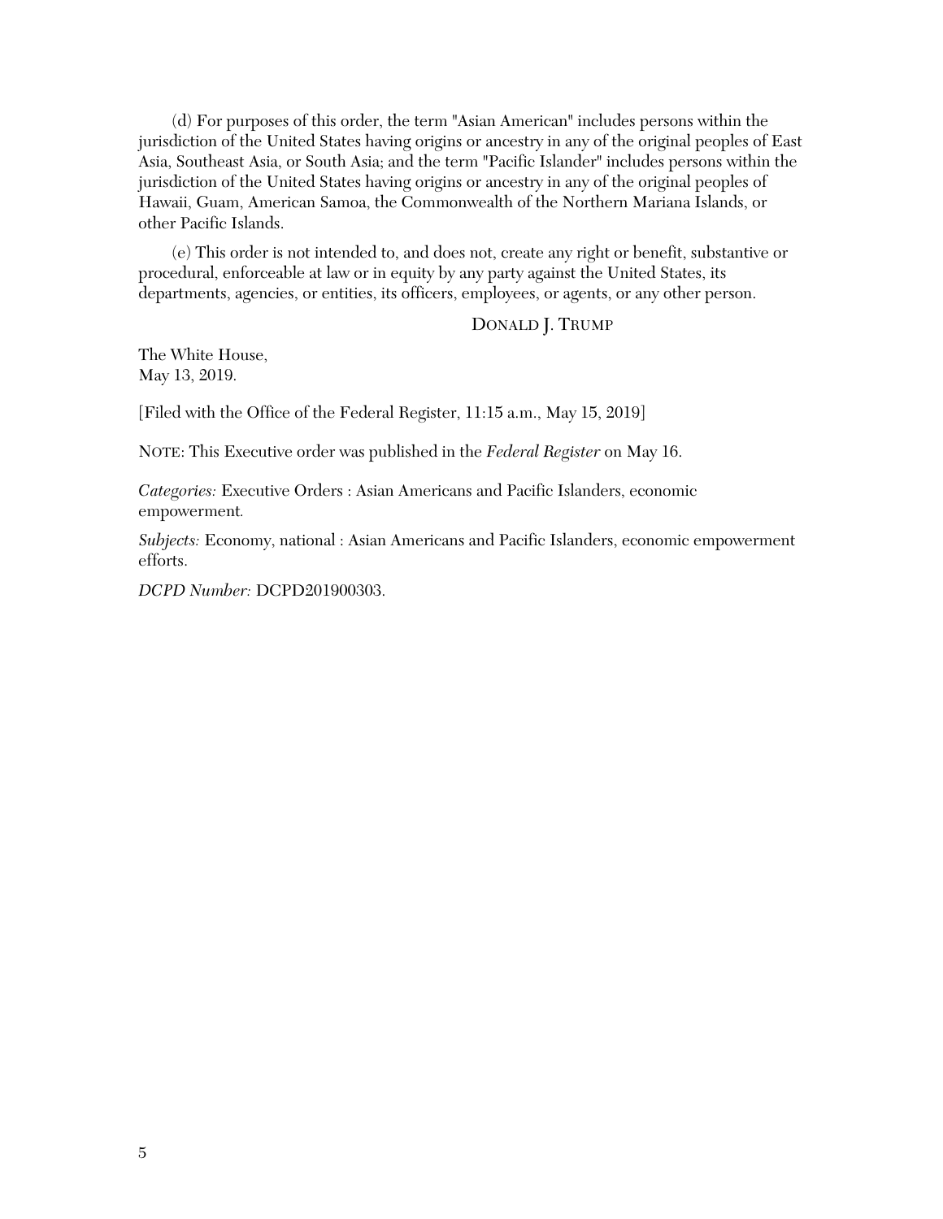(d) For purposes of this order, the term "Asian American" includes persons within the jurisdiction of the United States having origins or ancestry in any of the original peoples of East Asia, Southeast Asia, or South Asia; and the term "Pacific Islander" includes persons within the jurisdiction of the United States having origins or ancestry in any of the original peoples of Hawaii, Guam, American Samoa, the Commonwealth of the Northern Mariana Islands, or other Pacific Islands.

(e) This order is not intended to, and does not, create any right or benefit, substantive or procedural, enforceable at law or in equity by any party against the United States, its departments, agencies, or entities, its officers, employees, or agents, or any other person.

DONALD J. TRUMP

The White House,
May 13, 2019.

[Filed with the Office of the Federal Register, 11:15 a.m., May 15, 2019]

NOTE: This Executive order was published in the *Federal Register* on May 16.

*Categories:* Executive Orders : Asian Americans and Pacific Islanders, economic empowerment.

*Subjects:* Economy, national : Asian Americans and Pacific Islanders, economic empowerment efforts.

*DCPD Number:* DCPD201900303.